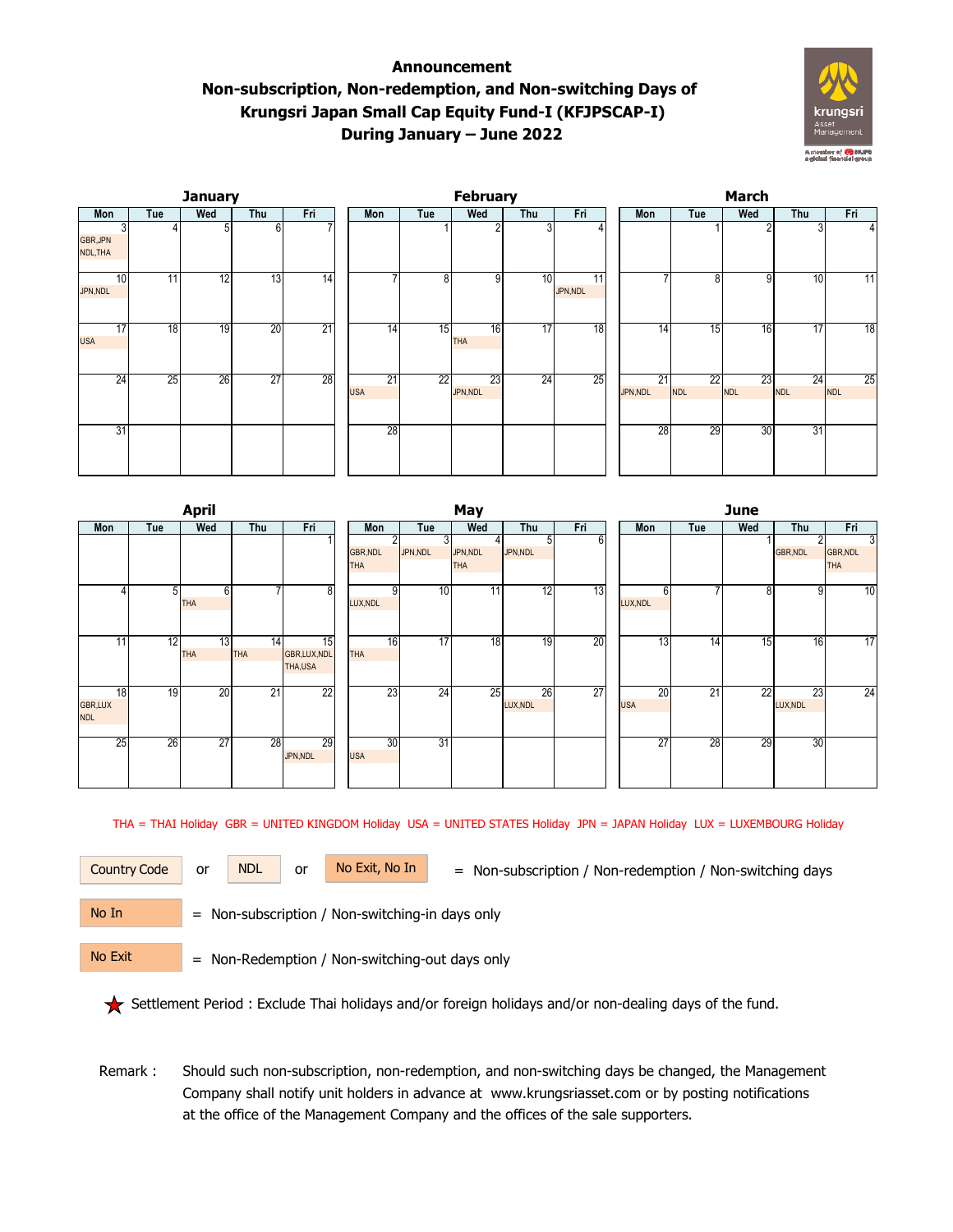# Announcement

## Non-subscription, Non-redemption, and Non-switching Days of Krungsri Japan Small Cap Equity Fund-I (KFJPSCAP-I) During January – June 2022

### January

| Mon | Tue | Wed | Thu | Fri |
|---|---|---|---|---|
| 3 GBR,JPN NDL,THA | 4 | 5 | 6 | 7 |
| 10 JPN,NDL | 11 | 12 | 13 | 14 |
| 17 USA | 18 | 19 | 20 | 21 |
| 24 | 25 | 26 | 27 | 28 |
| 31 | | | | |

### February

| Mon | Tue | Wed | Thu | Fri |
|---|---|---|---|---|
| | 1 | 2 | 3 | 4 |
| 7 | 8 | 9 | 10 | 11 JPN,NDL |
| 14 | 15 | 16 THA | 17 | 18 |
| 21 USA | 22 | 23 JPN,NDL | 24 | 25 |
| 28 | | | | |

### March

| Mon | Tue | Wed | Thu | Fri |
|---|---|---|---|---|
| | 1 | 2 | 3 | 4 |
| 7 | 8 | 9 | 10 | 11 |
| 14 | 15 | 16 | 17 | 18 |
| 21 JPN,NDL | 22 NDL | 23 NDL | 24 NDL | 25 NDL |
| 28 | 29 | 30 | 31 | |

### April

| Mon | Tue | Wed | Thu | Fri |
|---|---|---|---|---|
| | | | | 1 |
| 4 | 5 | 6 THA | 7 | 8 |
| 11 | 12 | 13 THA | 14 THA | 15 GBR,LUX,NDL THA,USA |
| 18 GBR,LUX NDL | 19 | 20 | 21 | 22 |
| 25 | 26 | 27 | 28 | 29 JPN,NDL |

### May

| Mon | Tue | Wed | Thu | Fri |
|---|---|---|---|---|
| 2 GBR,NDL THA | 3 JPN,NDL | 4 JPN,NDL THA | 5 JPN,NDL | 6 |
| 9 LUX,NDL | 10 | 11 | 12 | 13 |
| 16 THA | 17 | 18 | 19 | 20 |
| 23 | 24 | 25 | 26 LUX,NDL | 27 |
| 30 USA | 31 | | | |

### June

| Mon | Tue | Wed | Thu | Fri |
|---|---|---|---|---|
| | | 1 | 2 GBR,NDL | 3 GBR,NDL THA |
| 6 LUX,NDL | 7 | 8 | 9 | 10 |
| 13 | 14 | 15 | 16 | 17 |
| 20 USA | 21 | 22 | 23 LUX,NDL | 24 |
| 27 | 28 | 29 | 30 | |

THA = THAI Holiday GBR = UNITED KINGDOM Holiday USA = UNITED STATES Holiday JPN = JAPAN Holiday LUX = LUXEMBOURG Holiday

Country Code or NDL or No Exit, No In = Non-subscription / Non-redemption / Non-switching days

No In = Non-subscription / Non-switching-in days only

No Exit = Non-Redemption / Non-switching-out days only

★ Settlement Period : Exclude Thai holidays and/or foreign holidays and/or non-dealing days of the fund.

Remark : Should such non-subscription, non-redemption, and non-switching days be changed, the Management Company shall notify unit holders in advance at www.krungsriasset.com or by posting notifications at the office of the Management Company and the offices of the sale supporters.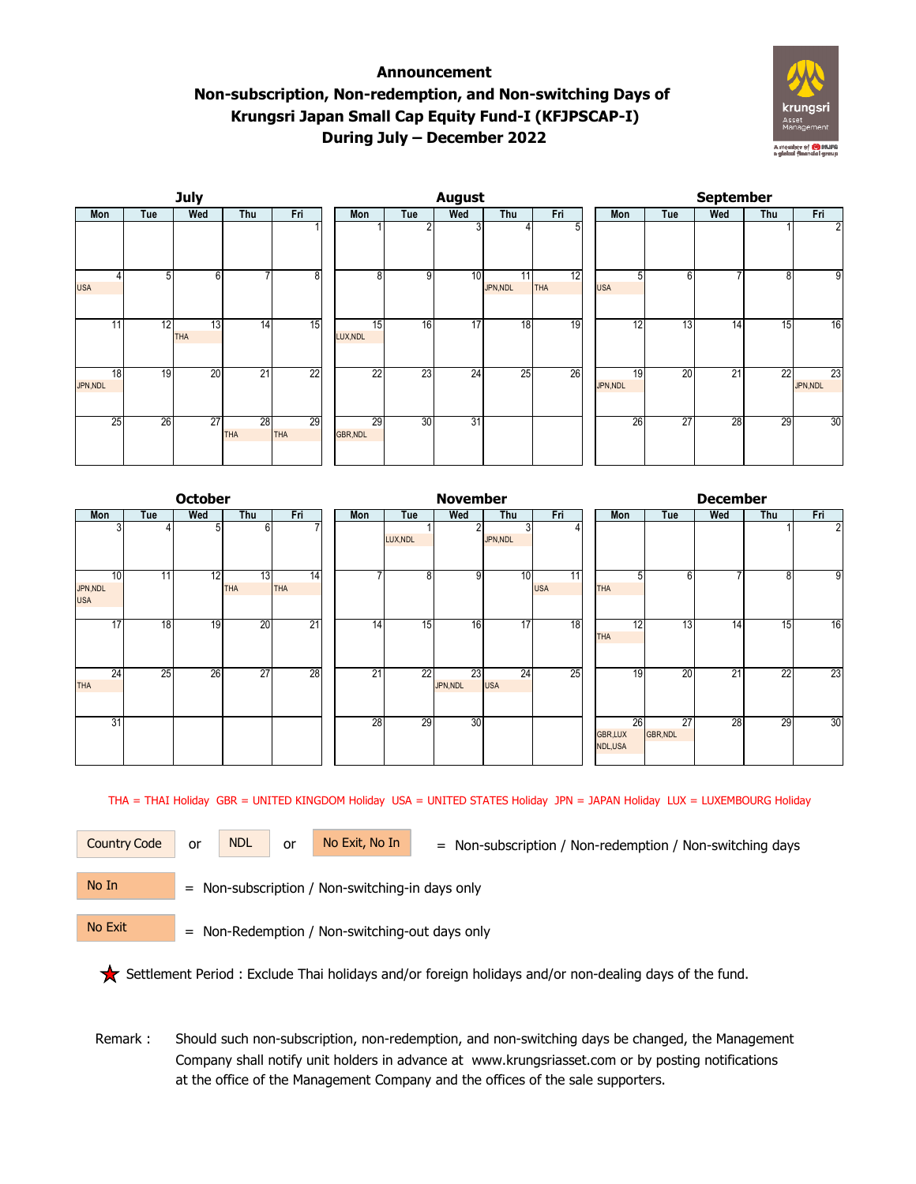**Announcement**

**Non-subscription, Non-redemption, and Non-switching Days of Krungsri Japan Small Cap Equity Fund-I (KFJPSCAP-I) During July – December 2022**

### July

| Mon | Tue | Wed | Thu | Fri |
|---|---|---|---|---|
| | | | | 1 |
| 4 USA | 5 | 6 | 7 | 8 |
| 11 | 12 | 13 THA | 14 | 15 |
| 18 JPN,NDL | 19 | 20 | 21 | 22 |
| 25 | 26 | 27 | 28 THA | 29 THA |

### August

| Mon | Tue | Wed | Thu | Fri |
|---|---|---|---|---|
| 1 | 2 | 3 | 4 | 5 |
| 8 | 9 | 10 | 11 JPN,NDL | 12 THA |
| 15 LUX,NDL | 16 | 17 | 18 | 19 |
| 22 | 23 | 24 | 25 | 26 |
| 29 GBR,NDL | 30 | 31 | | |

### September

| Mon | Tue | Wed | Thu | Fri |
|---|---|---|---|---|
| | | | 1 | 2 |
| 5 USA | 6 | 7 | 8 | 9 |
| 12 | 13 | 14 | 15 | 16 |
| 19 JPN,NDL | 20 | 21 | 22 | 23 JPN,NDL |
| 26 | 27 | 28 | 29 | 30 |

### October

| Mon | Tue | Wed | Thu | Fri |
|---|---|---|---|---|
| 3 | 4 | 5 | 6 | 7 |
| 10 JPN,NDL USA | 11 | 12 | 13 THA | 14 THA |
| 17 | 18 | 19 | 20 | 21 |
| 24 THA | 25 | 26 | 27 | 28 |
| 31 | | | | |

### November

| Mon | Tue | Wed | Thu | Fri |
|---|---|---|---|---|
| | 1 LUX,NDL | 2 | 3 JPN,NDL | 4 |
| 7 | 8 | 9 | 10 | 11 USA |
| 14 | 15 | 16 | 17 | 18 |
| 21 | 22 | 23 JPN,NDL | 24 USA | 25 |
| 28 | 29 | 30 | | |

### December

| Mon | Tue | Wed | Thu | Fri |
|---|---|---|---|---|
| | | | 1 | 2 |
| 5 THA | 6 | 7 | 8 | 9 |
| 12 THA | 13 | 14 | 15 | 16 |
| 19 | 20 | 21 | 22 | 23 |
| 26 GBR,LUX NDL,USA | 27 GBR,NDL | 28 | 29 | 30 |

THA = THAI Holiday GBR = UNITED KINGDOM Holiday USA = UNITED STATES Holiday JPN = JAPAN Holiday LUX = LUXEMBOURG Holiday

Country Code or NDL or No Exit, No In = Non-subscription / Non-redemption / Non-switching days

No In = Non-subscription / Non-switching-in days only

No Exit = Non-Redemption / Non-switching-out days only

★ Settlement Period : Exclude Thai holidays and/or foreign holidays and/or non-dealing days of the fund.

Remark : Should such non-subscription, non-redemption, and non-switching days be changed, the Management Company shall notify unit holders in advance at www.krungsriasset.com or by posting notifications at the office of the Management Company and the offices of the sale supporters.